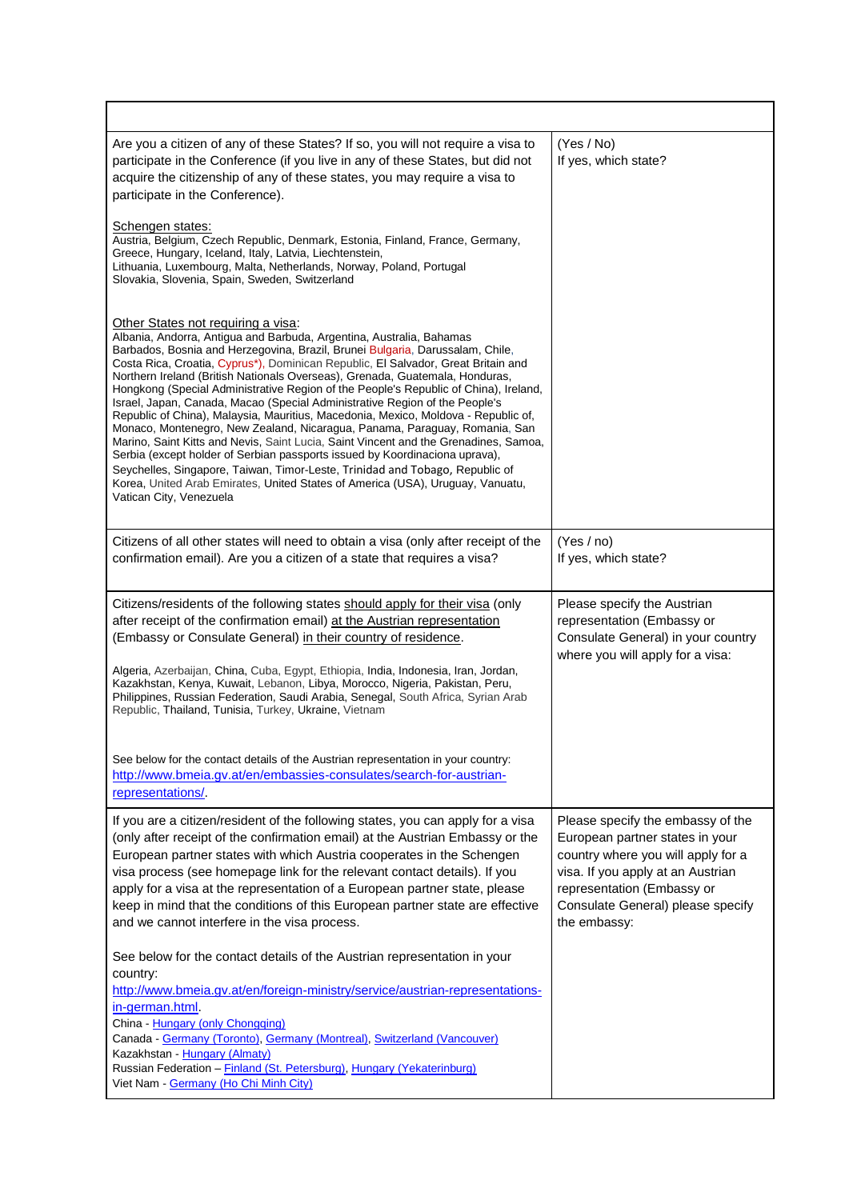| | |
|---|---|
| Are you a citizen of any of these States? If so, you will not require a visa to participate in the Conference (if you live in any of these States, but did not acquire the citizenship of any of these states, you may require a visa to participate in the Conference).<br><br>Schengen states:<br>Austria, Belgium, Czech Republic, Denmark, Estonia, Finland, France, Germany, Greece, Hungary, Iceland, Italy, Latvia, Liechtenstein, Lithuania, Luxembourg, Malta, Netherlands, Norway, Poland, Portugal Slovakia, Slovenia, Spain, Sweden, Switzerland<br><br>Other States not requiring a visa:<br>Albania, Andorra, Antigua and Barbuda, Argentina, Australia, Bahamas Barbados, Bosnia and Herzegovina, Brazil, Brunei Bulgaria, Darussalam, Chile, Costa Rica, Croatia, Cyprus*), Dominican Republic, El Salvador, Great Britain and Northern Ireland (British Nationals Overseas), Grenada, Guatemala, Honduras, Hongkong (Special Administrative Region of the People's Republic of China), Ireland, Israel, Japan, Canada, Macao (Special Administrative Region of the People's Republic of China), Malaysia, Mauritius, Macedonia, Mexico, Moldova - Republic of, Monaco, Montenegro, New Zealand, Nicaragua, Panama, Paraguay, Romania, San Marino, Saint Kitts and Nevis, Saint Lucia, Saint Vincent and the Grenadines, Samoa, Serbia (except holder of Serbian passports issued by Koordinaciona uprava), Seychelles, Singapore, Taiwan, Timor-Leste, Trinidad and Tobago, Republic of Korea, United Arab Emirates, United States of America (USA), Uruguay, Vanuatu, Vatican City, Venezuela | (Yes / No)<br>If yes, which state? |
| Citizens of all other states will need to obtain a visa (only after receipt of the confirmation email). Are you a citizen of a state that requires a visa? | (Yes / no)<br>If yes, which state? |
| Citizens/residents of the following states should apply for their visa (only after receipt of the confirmation email) at the Austrian representation (Embassy or Consulate General) in their country of residence.<br><br>Algeria, Azerbaijan, China, Cuba, Egypt, Ethiopia, India, Indonesia, Iran, Jordan, Kazakhstan, Kenya, Kuwait, Lebanon, Libya, Morocco, Nigeria, Pakistan, Peru, Philippines, Russian Federation, Saudi Arabia, Senegal, South Africa, Syrian Arab Republic, Thailand, Tunisia, Turkey, Ukraine, Vietnam<br><br>See below for the contact details of the Austrian representation in your country:<br>[http://www.bmeia.gv.at/en/embassies-consulates/search-for-austrian-representations/](http://www.bmeia.gv.at/en/embassies-consulates/search-for-austrian-representations/). | Please specify the Austrian representation (Embassy or Consulate General) in your country where you will apply for a visa: |
| If you are a citizen/resident of the following states, you can apply for a visa (only after receipt of the confirmation email) at the Austrian Embassy or the European partner states with which Austria cooperates in the Schengen visa process (see homepage link for the relevant contact details). If you apply for a visa at the representation of a European partner state, please keep in mind that the conditions of this European partner state are effective and we cannot interfere in the visa process.<br><br>See below for the contact details of the Austrian representation in your country:<br>[http://www.bmeia.gv.at/en/foreign-ministry/service/austrian-representations-in-german.html](http://www.bmeia.gv.at/en/foreign-ministry/service/austrian-representations-in-german.html).<br>China - Hungary (only Chongqing)<br>Canada - Germany (Toronto), Germany (Montreal), Switzerland (Vancouver)<br>Kazakhstan - Hungary (Almaty)<br>Russian Federation – Finland (St. Petersburg), Hungary (Yekaterinburg)<br>Viet Nam - Germany (Ho Chi Minh City) | Please specify the embassy of the European partner states in your country where you will apply for a visa. If you apply at an Austrian representation (Embassy or Consulate General) please specify the embassy: |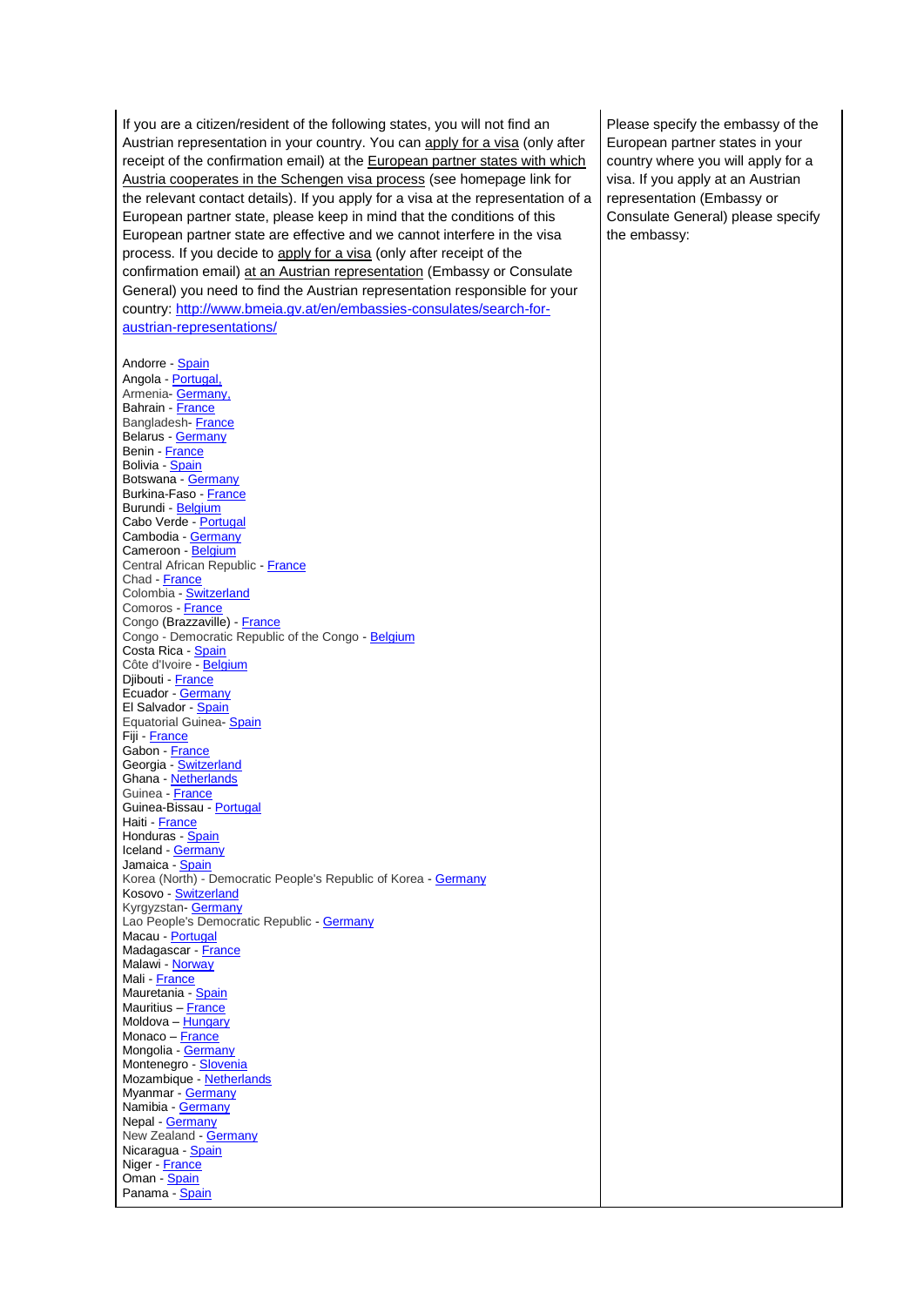| If you are a citizen/resident of the following states, you will not find an Austrian representation in your country. You can apply for a visa (only after receipt of the confirmation email) at the European partner states with which Austria cooperates in the Schengen visa process (see homepage link for the relevant contact details). If you apply for a visa at the representation of a European partner state, please keep in mind that the conditions of this European partner state are effective and we cannot interfere in the visa process. If you decide to apply for a visa (only after receipt of the confirmation email) at an Austrian representation (Embassy or Consulate General) you need to find the Austrian representation responsible for your country: http://www.bmeia.gv.at/en/embassies-consulates/search-for-austrian-representations/<br><br>Andorre - Spain<br>Angola - Portugal,<br>Armenia- Germany,<br>Bahrain - France<br>Bangladesh- France<br>Belarus - Germany<br>Benin - France<br>Bolivia - Spain<br>Botswana - Germany<br>Burkina-Faso - France<br>Burundi - Belgium<br>Cabo Verde - Portugal<br>Cambodia - Germany<br>Cameroon - Belgium<br>Central African Republic - France<br>Chad - France<br>Colombia - Switzerland<br>Comoros - France<br>Congo (Brazzaville) - France<br>Congo - Democratic Republic of the Congo - Belgium<br>Costa Rica - Spain<br>Côte d'Ivoire - Belgium<br>Djibouti - France<br>Ecuador - Germany<br>El Salvador - Spain<br>Equatorial Guinea- Spain<br>Fiji - France<br>Gabon - France<br>Georgia - Switzerland<br>Ghana - Netherlands<br>Guinea - France<br>Guinea-Bissau - Portugal<br>Haiti - France<br>Honduras - Spain<br>Iceland - Germany<br>Jamaica - Spain<br>Korea (North) - Democratic People's Republic of Korea - Germany<br>Kosovo - Switzerland<br>Kyrgyzstan- Germany<br>Lao People's Democratic Republic - Germany<br>Macau - Portugal<br>Madagascar - France<br>Malawi - Norway<br>Mali - France<br>Mauretania - Spain<br>Mauritius – France<br>Moldova – Hungary<br>Monaco – France<br>Mongolia - Germany<br>Montenegro - Slovenia<br>Mozambique - Netherlands<br>Myanmar - Germany<br>Namibia - Germany<br>Nepal - Germany<br>New Zealand - Germany<br>Nicaragua - Spain<br>Niger - France<br>Oman - Spain<br>Panama - Spain | Please specify the embassy of the European partner states in your country where you will apply for a visa. If you apply at an Austrian representation (Embassy or Consulate General) please specify the embassy: |
|---|---|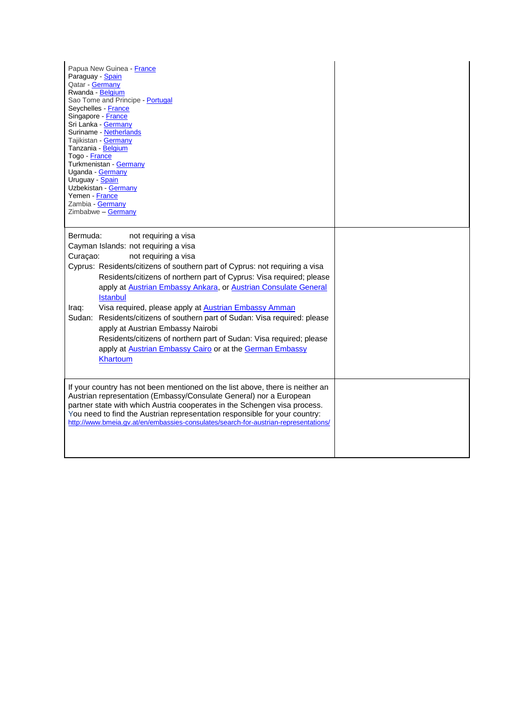| | |
|---|---|
| Papua New Guinea - France<br>Paraguay - Spain<br>Qatar - Germany<br>Rwanda - Belgium<br>Sao Tome and Principe - Portugal<br>Seychelles - France<br>Singapore - France<br>Sri Lanka - Germany<br>Suriname - Netherlands<br>Tajikistan - Germany<br>Tanzania - Belgium<br>Togo - France<br>Turkmenistan - Germany<br>Uganda - Germany<br>Uruguay - Spain<br>Uzbekistan - Germany<br>Yemen - France<br>Zambia - Germany<br>Zimbabwe – Germany | |
| Bermuda: not requiring a visa<br>Cayman Islands: not requiring a visa<br>Curaçao: not requiring a visa<br>Cyprus: Residents/citizens of southern part of Cyprus: not requiring a visa<br>Residents/citizens of northern part of Cyprus: Visa required; please apply at Austrian Embassy Ankara, or Austrian Consulate General Istanbul<br>Iraq: Visa required, please apply at Austrian Embassy Amman<br>Sudan: Residents/citizens of southern part of Sudan: Visa required: please apply at Austrian Embassy Nairobi<br>Residents/citizens of northern part of Sudan: Visa required; please apply at Austrian Embassy Cairo or at the German Embassy Khartoum | |
| If your country has not been mentioned on the list above, there is neither an Austrian representation (Embassy/Consulate General) nor a European partner state with which Austria cooperates in the Schengen visa process. You need to find the Austrian representation responsible for your country: http://www.bmeia.gv.at/en/embassies-consulates/search-for-austrian-representations/ | |